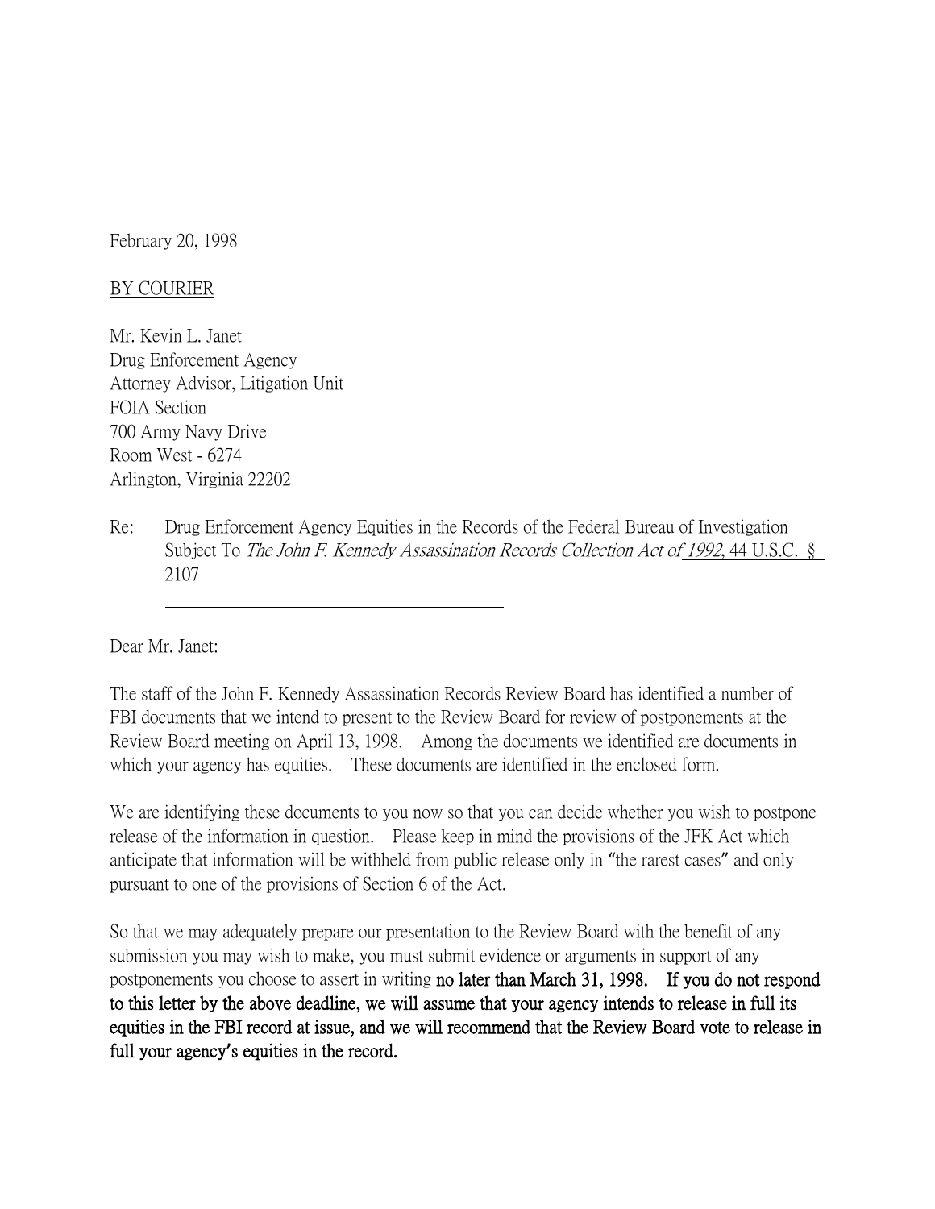February 20, 1998

BY COURIER

Mr. Kevin L. Janet
Drug Enforcement Agency
Attorney Advisor, Litigation Unit
FOIA Section
700 Army Navy Drive
Room West - 6274
Arlington, Virginia 22202

Re: Drug Enforcement Agency Equities in the Records of the Federal Bureau of Investigation Subject To *The John F. Kennedy Assassination Records Collection Act of 1992*, 44 U.S.C. § 2107

Dear Mr. Janet:

The staff of the John F. Kennedy Assassination Records Review Board has identified a number of FBI documents that we intend to present to the Review Board for review of postponements at the Review Board meeting on April 13, 1998. Among the documents we identified are documents in which your agency has equities. These documents are identified in the enclosed form.

We are identifying these documents to you now so that you can decide whether you wish to postpone release of the information in question. Please keep in mind the provisions of the JFK Act which anticipate that information will be withheld from public release only in "the rarest cases" and only pursuant to one of the provisions of Section 6 of the Act.

So that we may adequately prepare our presentation to the Review Board with the benefit of any submission you may wish to make, you must submit evidence or arguments in support of any postponements you choose to assert in writing **no later than March 31, 1998. If you do not respond to this letter by the above deadline, we will assume that your agency intends to release in full its equities in the FBI record at issue, and we will recommend that the Review Board vote to release in full your agency's equities in the record.**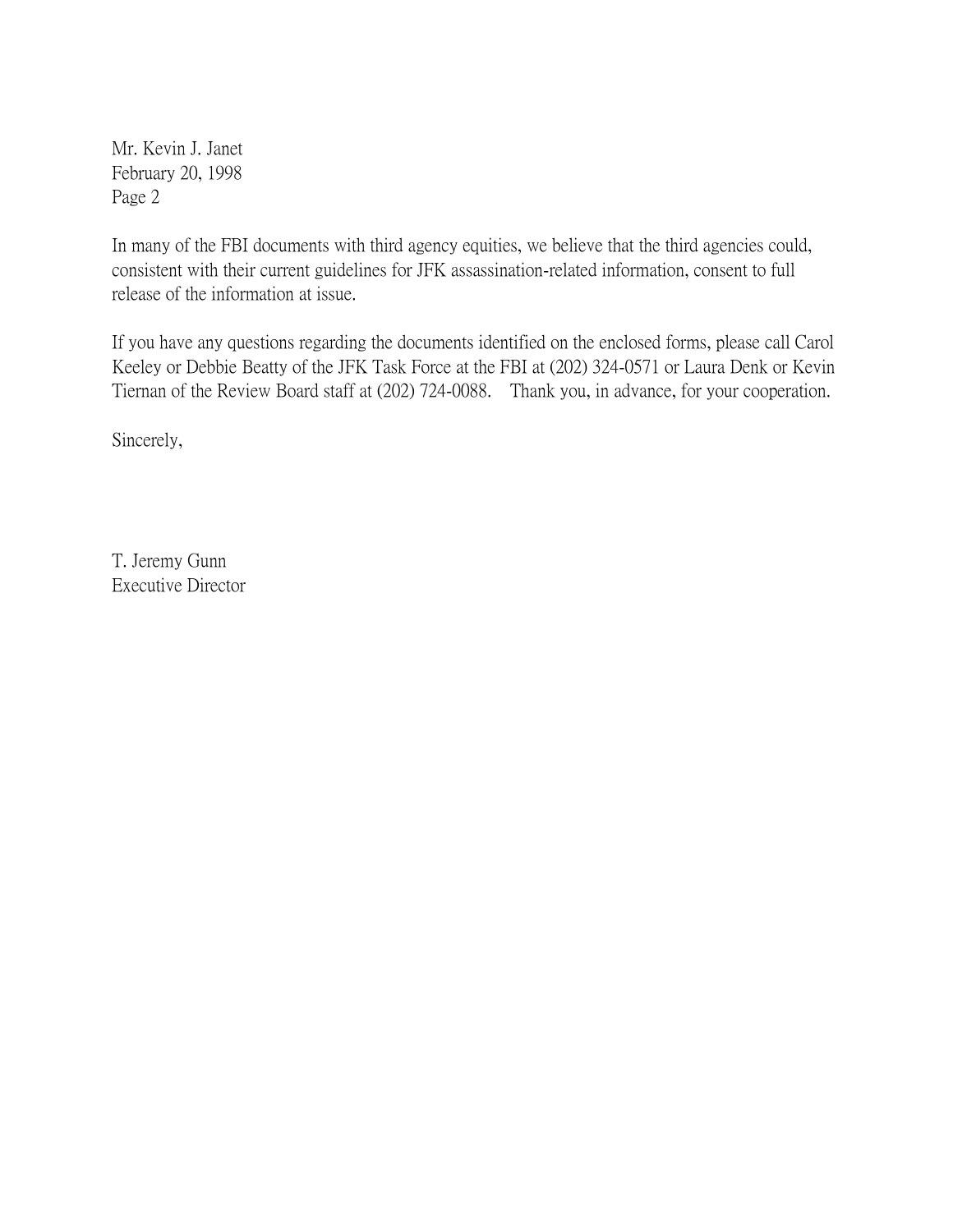Mr. Kevin J. Janet
February 20, 1998
Page 2

In many of the FBI documents with third agency equities, we believe that the third agencies could, consistent with their current guidelines for JFK assassination-related information, consent to full release of the information at issue.

If you have any questions regarding the documents identified on the enclosed forms, please call Carol Keeley or Debbie Beatty of the JFK Task Force at the FBI at (202) 324-0571 or Laura Denk or Kevin Tiernan of the Review Board staff at (202) 724-0088. Thank you, in advance, for your cooperation.

Sincerely,

T. Jeremy Gunn
Executive Director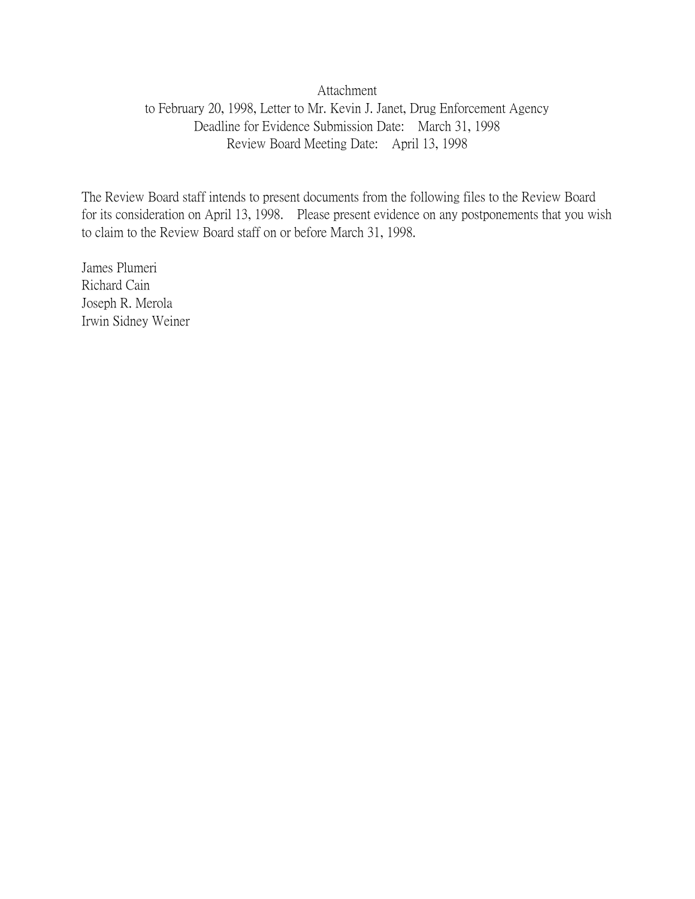Attachment
to February 20, 1998, Letter to Mr. Kevin J. Janet, Drug Enforcement Agency
Deadline for Evidence Submission Date: March 31, 1998
Review Board Meeting Date: April 13, 1998

The Review Board staff intends to present documents from the following files to the Review Board for its consideration on April 13, 1998. Please present evidence on any postponements that you wish to claim to the Review Board staff on or before March 31, 1998.

James Plumeri
Richard Cain
Joseph R. Merola
Irwin Sidney Weiner